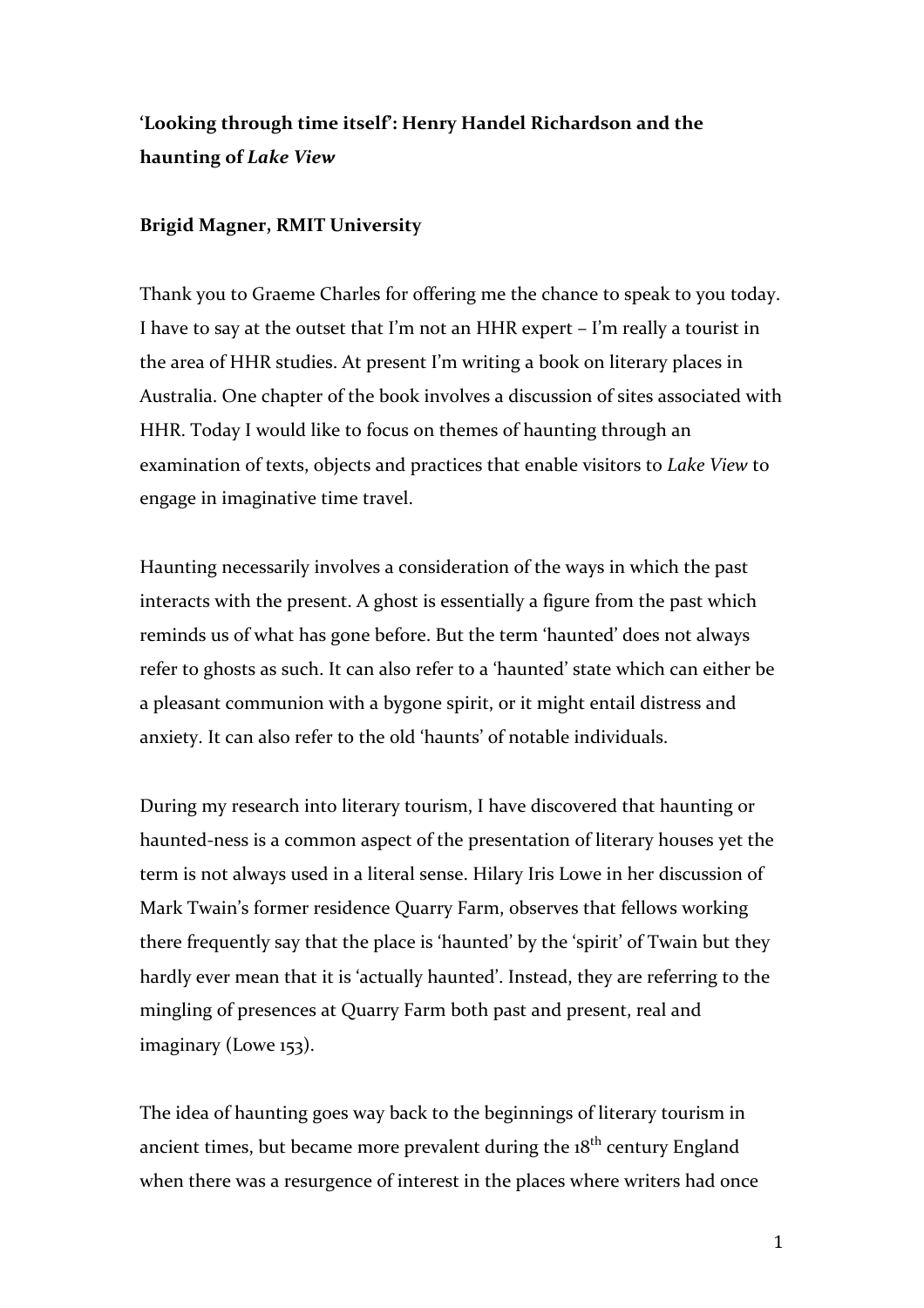# 'Looking through time itself': Henry Handel Richardson and the haunting of *Lake View*

**Brigid Magner, RMIT University**

Thank you to Graeme Charles for offering me the chance to speak to you today. I have to say at the outset that I'm not an HHR expert – I'm really a tourist in the area of HHR studies. At present I'm writing a book on literary places in Australia. One chapter of the book involves a discussion of sites associated with HHR. Today I would like to focus on themes of haunting through an examination of texts, objects and practices that enable visitors to *Lake View* to engage in imaginative time travel.

Haunting necessarily involves a consideration of the ways in which the past interacts with the present. A ghost is essentially a figure from the past which reminds us of what has gone before. But the term 'haunted' does not always refer to ghosts as such. It can also refer to a 'haunted' state which can either be a pleasant communion with a bygone spirit, or it might entail distress and anxiety. It can also refer to the old 'haunts' of notable individuals.

During my research into literary tourism, I have discovered that haunting or haunted-ness is a common aspect of the presentation of literary houses yet the term is not always used in a literal sense. Hilary Iris Lowe in her discussion of Mark Twain's former residence Quarry Farm, observes that fellows working there frequently say that the place is 'haunted' by the 'spirit' of Twain but they hardly ever mean that it is 'actually haunted'. Instead, they are referring to the mingling of presences at Quarry Farm both past and present, real and imaginary (Lowe 153).

The idea of haunting goes way back to the beginnings of literary tourism in ancient times, but became more prevalent during the 18th century England when there was a resurgence of interest in the places where writers had once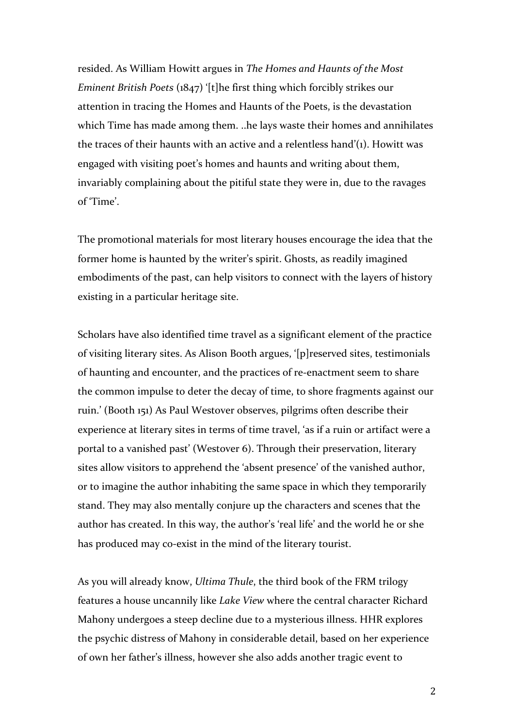resided. As William Howitt argues in *The Homes and Haunts of the Most Eminent British Poets* (1847) '[t]he first thing which forcibly strikes our attention in tracing the Homes and Haunts of the Poets, is the devastation which Time has made among them. ..he lays waste their homes and annihilates the traces of their haunts with an active and a relentless hand'(1). Howitt was engaged with visiting poet's homes and haunts and writing about them, invariably complaining about the pitiful state they were in, due to the ravages of 'Time'.

The promotional materials for most literary houses encourage the idea that the former home is haunted by the writer's spirit. Ghosts, as readily imagined embodiments of the past, can help visitors to connect with the layers of history existing in a particular heritage site.

Scholars have also identified time travel as a significant element of the practice of visiting literary sites. As Alison Booth argues, '[p]reserved sites, testimonials of haunting and encounter, and the practices of re-enactment seem to share the common impulse to deter the decay of time, to shore fragments against our ruin.' (Booth 151) As Paul Westover observes, pilgrims often describe their experience at literary sites in terms of time travel, 'as if a ruin or artifact were a portal to a vanished past' (Westover 6). Through their preservation, literary sites allow visitors to apprehend the 'absent presence' of the vanished author, or to imagine the author inhabiting the same space in which they temporarily stand. They may also mentally conjure up the characters and scenes that the author has created. In this way, the author's 'real life' and the world he or she has produced may co-exist in the mind of the literary tourist.

As you will already know, *Ultima Thule*, the third book of the FRM trilogy features a house uncannily like *Lake View* where the central character Richard Mahony undergoes a steep decline due to a mysterious illness. HHR explores the psychic distress of Mahony in considerable detail, based on her experience of own her father's illness, however she also adds another tragic event to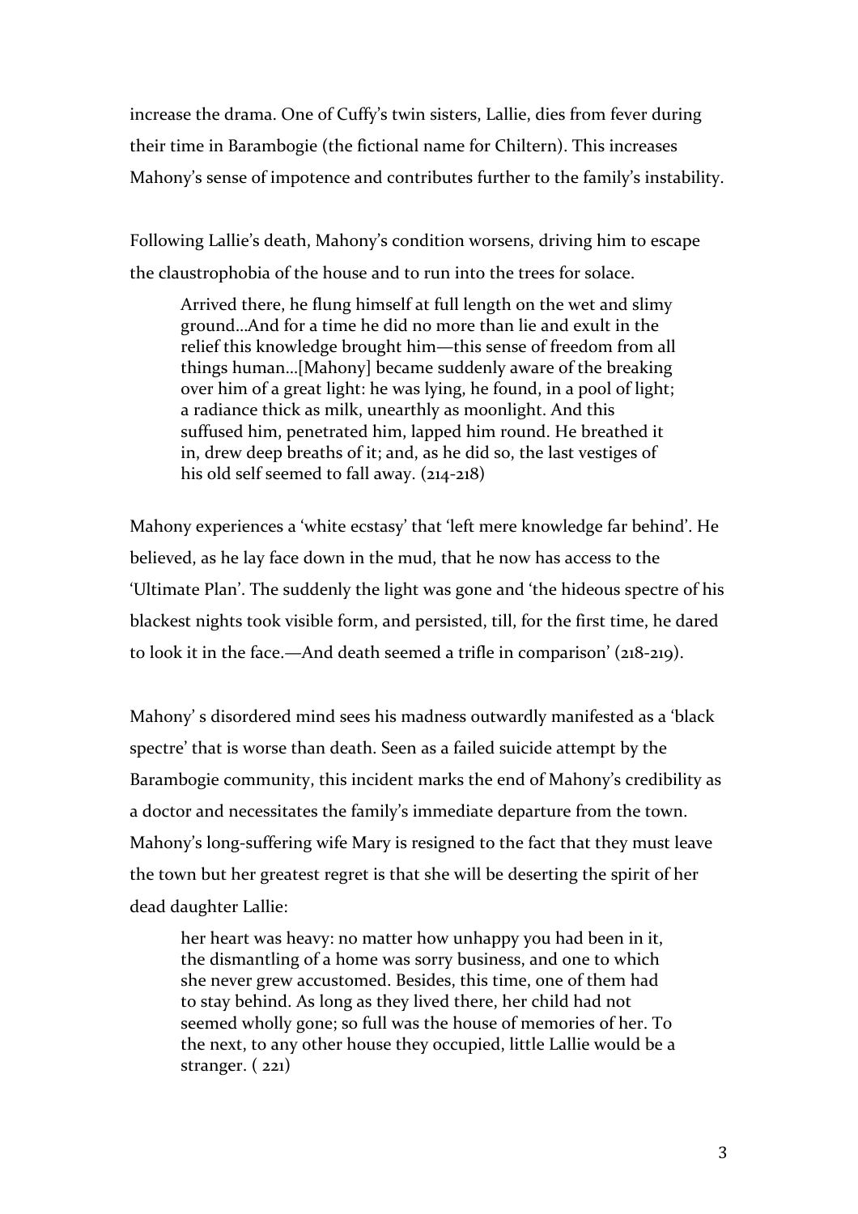increase the drama. One of Cuffy's twin sisters, Lallie, dies from fever during their time in Barambogie (the fictional name for Chiltern). This increases Mahony's sense of impotence and contributes further to the family's instability.

Following Lallie's death, Mahony's condition worsens, driving him to escape the claustrophobia of the house and to run into the trees for solace.

> Arrived there, he flung himself at full length on the wet and slimy ground…And for a time he did no more than lie and exult in the relief this knowledge brought him—this sense of freedom from all things human…[Mahony] became suddenly aware of the breaking over him of a great light: he was lying, he found, in a pool of light; a radiance thick as milk, unearthly as moonlight. And this suffused him, penetrated him, lapped him round. He breathed it in, drew deep breaths of it; and, as he did so, the last vestiges of his old self seemed to fall away. (214-218)

Mahony experiences a 'white ecstasy' that 'left mere knowledge far behind'. He believed, as he lay face down in the mud, that he now has access to the 'Ultimate Plan'. The suddenly the light was gone and 'the hideous spectre of his blackest nights took visible form, and persisted, till, for the first time, he dared to look it in the face.—And death seemed a trifle in comparison' (218-219).

Mahony' s disordered mind sees his madness outwardly manifested as a 'black spectre' that is worse than death. Seen as a failed suicide attempt by the Barambogie community, this incident marks the end of Mahony's credibility as a doctor and necessitates the family's immediate departure from the town. Mahony's long-suffering wife Mary is resigned to the fact that they must leave the town but her greatest regret is that she will be deserting the spirit of her dead daughter Lallie:

> her heart was heavy: no matter how unhappy you had been in it, the dismantling of a home was sorry business, and one to which she never grew accustomed. Besides, this time, one of them had to stay behind. As long as they lived there, her child had not seemed wholly gone; so full was the house of memories of her. To the next, to any other house they occupied, little Lallie would be a stranger. ( 221)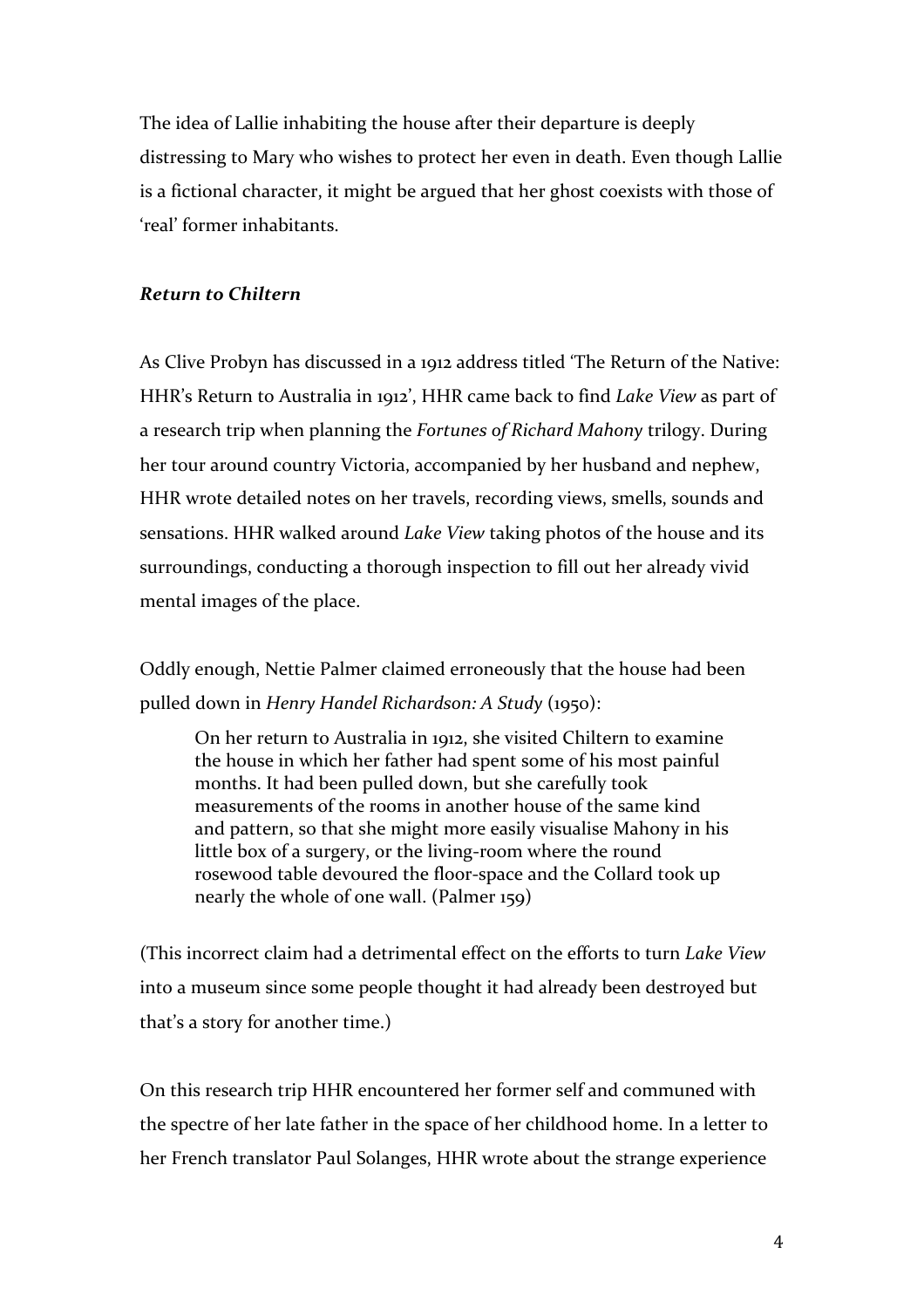The idea of Lallie inhabiting the house after their departure is deeply distressing to Mary who wishes to protect her even in death. Even though Lallie is a fictional character, it might be argued that her ghost coexists with those of 'real' former inhabitants.

### ***Return to Chiltern***

As Clive Probyn has discussed in a 1912 address titled 'The Return of the Native: HHR's Return to Australia in 1912', HHR came back to find *Lake View* as part of a research trip when planning the *Fortunes of Richard Mahony* trilogy. During her tour around country Victoria, accompanied by her husband and nephew, HHR wrote detailed notes on her travels, recording views, smells, sounds and sensations. HHR walked around *Lake View* taking photos of the house and its surroundings, conducting a thorough inspection to fill out her already vivid mental images of the place.

Oddly enough, Nettie Palmer claimed erroneously that the house had been pulled down in *Henry Handel Richardson: A Study* (1950):

> On her return to Australia in 1912, she visited Chiltern to examine the house in which her father had spent some of his most painful months. It had been pulled down, but she carefully took measurements of the rooms in another house of the same kind and pattern, so that she might more easily visualise Mahony in his little box of a surgery, or the living-room where the round rosewood table devoured the floor-space and the Collard took up nearly the whole of one wall. (Palmer 159)

(This incorrect claim had a detrimental effect on the efforts to turn *Lake View* into a museum since some people thought it had already been destroyed but that's a story for another time.)

On this research trip HHR encountered her former self and communed with the spectre of her late father in the space of her childhood home. In a letter to her French translator Paul Solanges, HHR wrote about the strange experience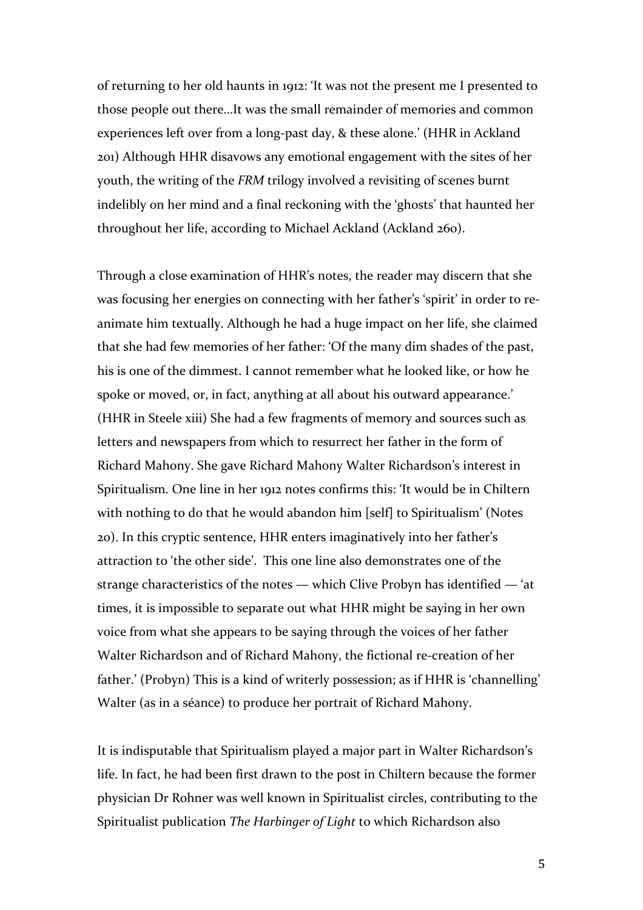of returning to her old haunts in 1912: 'It was not the present me I presented to those people out there…It was the small remainder of memories and common experiences left over from a long-past day, & these alone.' (HHR in Ackland 201) Although HHR disavows any emotional engagement with the sites of her youth, the writing of the *FRM* trilogy involved a revisiting of scenes burnt indelibly on her mind and a final reckoning with the 'ghosts' that haunted her throughout her life, according to Michael Ackland (Ackland 260).

Through a close examination of HHR's notes, the reader may discern that she was focusing her energies on connecting with her father's 'spirit' in order to re-animate him textually. Although he had a huge impact on her life, she claimed that she had few memories of her father: 'Of the many dim shades of the past, his is one of the dimmest. I cannot remember what he looked like, or how he spoke or moved, or, in fact, anything at all about his outward appearance.' (HHR in Steele xiii) She had a few fragments of memory and sources such as letters and newspapers from which to resurrect her father in the form of Richard Mahony. She gave Richard Mahony Walter Richardson's interest in Spiritualism. One line in her 1912 notes confirms this: 'It would be in Chiltern with nothing to do that he would abandon him [self] to Spiritualism' (Notes 20). In this cryptic sentence, HHR enters imaginatively into her father's attraction to 'the other side'. This one line also demonstrates one of the strange characteristics of the notes — which Clive Probyn has identified — 'at times, it is impossible to separate out what HHR might be saying in her own voice from what she appears to be saying through the voices of her father Walter Richardson and of Richard Mahony, the fictional re-creation of her father.' (Probyn) This is a kind of writerly possession; as if HHR is 'channelling' Walter (as in a séance) to produce her portrait of Richard Mahony.

It is indisputable that Spiritualism played a major part in Walter Richardson's life. In fact, he had been first drawn to the post in Chiltern because the former physician Dr Rohner was well known in Spiritualist circles, contributing to the Spiritualist publication *The Harbinger of Light* to which Richardson also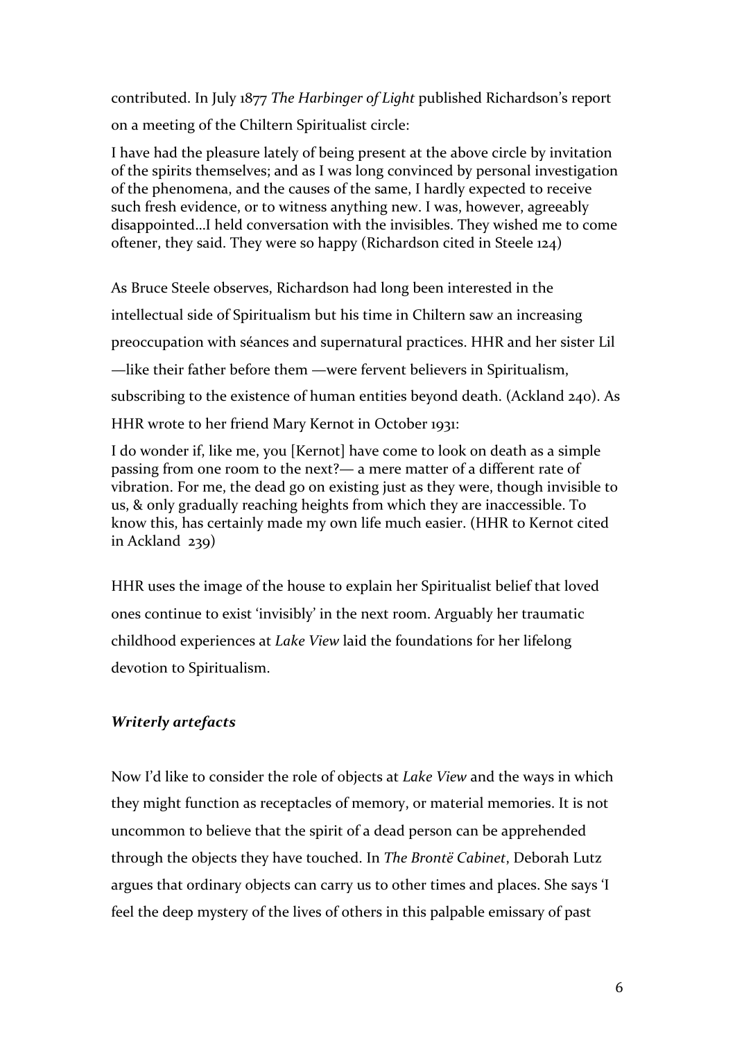contributed. In July 1877 *The Harbinger of Light* published Richardson's report on a meeting of the Chiltern Spiritualist circle:

> I have had the pleasure lately of being present at the above circle by invitation of the spirits themselves; and as I was long convinced by personal investigation of the phenomena, and the causes of the same, I hardly expected to receive such fresh evidence, or to witness anything new. I was, however, agreeably disappointed…I held conversation with the invisibles. They wished me to come oftener, they said. They were so happy (Richardson cited in Steele 124)

As Bruce Steele observes, Richardson had long been interested in the intellectual side of Spiritualism but his time in Chiltern saw an increasing preoccupation with séances and supernatural practices. HHR and her sister Lil —like their father before them —were fervent believers in Spiritualism, subscribing to the existence of human entities beyond death. (Ackland 240). As HHR wrote to her friend Mary Kernot in October 1931:

> I do wonder if, like me, you [Kernot] have come to look on death as a simple passing from one room to the next?— a mere matter of a different rate of vibration. For me, the dead go on existing just as they were, though invisible to us, & only gradually reaching heights from which they are inaccessible. To know this, has certainly made my own life much easier. (HHR to Kernot cited in Ackland 239)

HHR uses the image of the house to explain her Spiritualist belief that loved ones continue to exist 'invisibly' in the next room. Arguably her traumatic childhood experiences at *Lake View* laid the foundations for her lifelong devotion to Spiritualism.

### ***Writerly artefacts***

Now I'd like to consider the role of objects at *Lake View* and the ways in which they might function as receptacles of memory, or material memories. It is not uncommon to believe that the spirit of a dead person can be apprehended through the objects they have touched. In *The Brontë Cabinet*, Deborah Lutz argues that ordinary objects can carry us to other times and places. She says 'I feel the deep mystery of the lives of others in this palpable emissary of past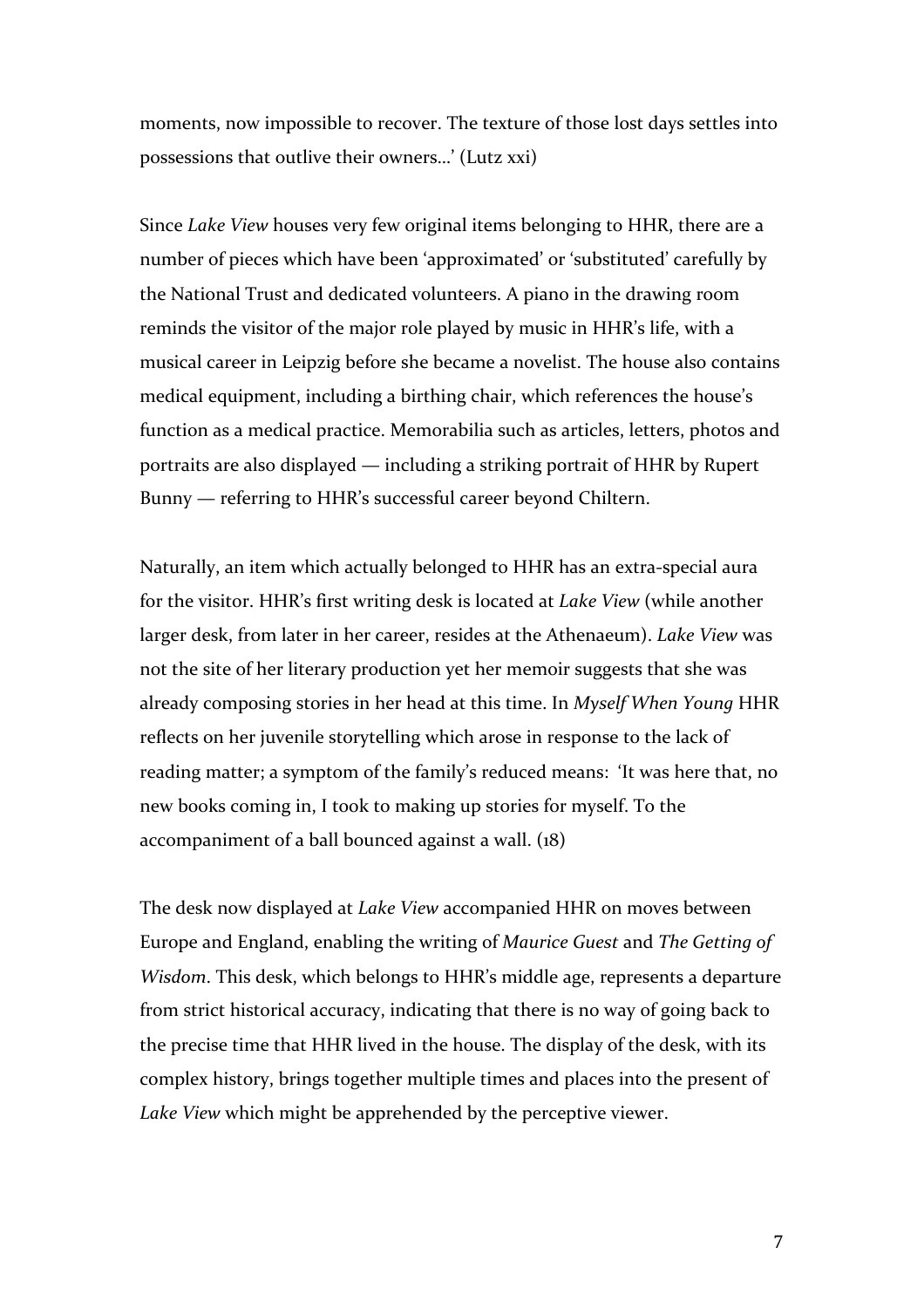moments, now impossible to recover. The texture of those lost days settles into possessions that outlive their owners…' (Lutz xxi)

Since *Lake View* houses very few original items belonging to HHR, there are a number of pieces which have been 'approximated' or 'substituted' carefully by the National Trust and dedicated volunteers. A piano in the drawing room reminds the visitor of the major role played by music in HHR's life, with a musical career in Leipzig before she became a novelist. The house also contains medical equipment, including a birthing chair, which references the house's function as a medical practice. Memorabilia such as articles, letters, photos and portraits are also displayed — including a striking portrait of HHR by Rupert Bunny — referring to HHR's successful career beyond Chiltern.

Naturally, an item which actually belonged to HHR has an extra-special aura for the visitor. HHR's first writing desk is located at *Lake View* (while another larger desk, from later in her career, resides at the Athenaeum). *Lake View* was not the site of her literary production yet her memoir suggests that she was already composing stories in her head at this time. In *Myself When Young* HHR reflects on her juvenile storytelling which arose in response to the lack of reading matter; a symptom of the family's reduced means: 'It was here that, no new books coming in, I took to making up stories for myself. To the accompaniment of a ball bounced against a wall. (18)

The desk now displayed at *Lake View* accompanied HHR on moves between Europe and England, enabling the writing of *Maurice Guest* and *The Getting of Wisdom*. This desk, which belongs to HHR's middle age, represents a departure from strict historical accuracy, indicating that there is no way of going back to the precise time that HHR lived in the house. The display of the desk, with its complex history, brings together multiple times and places into the present of *Lake View* which might be apprehended by the perceptive viewer.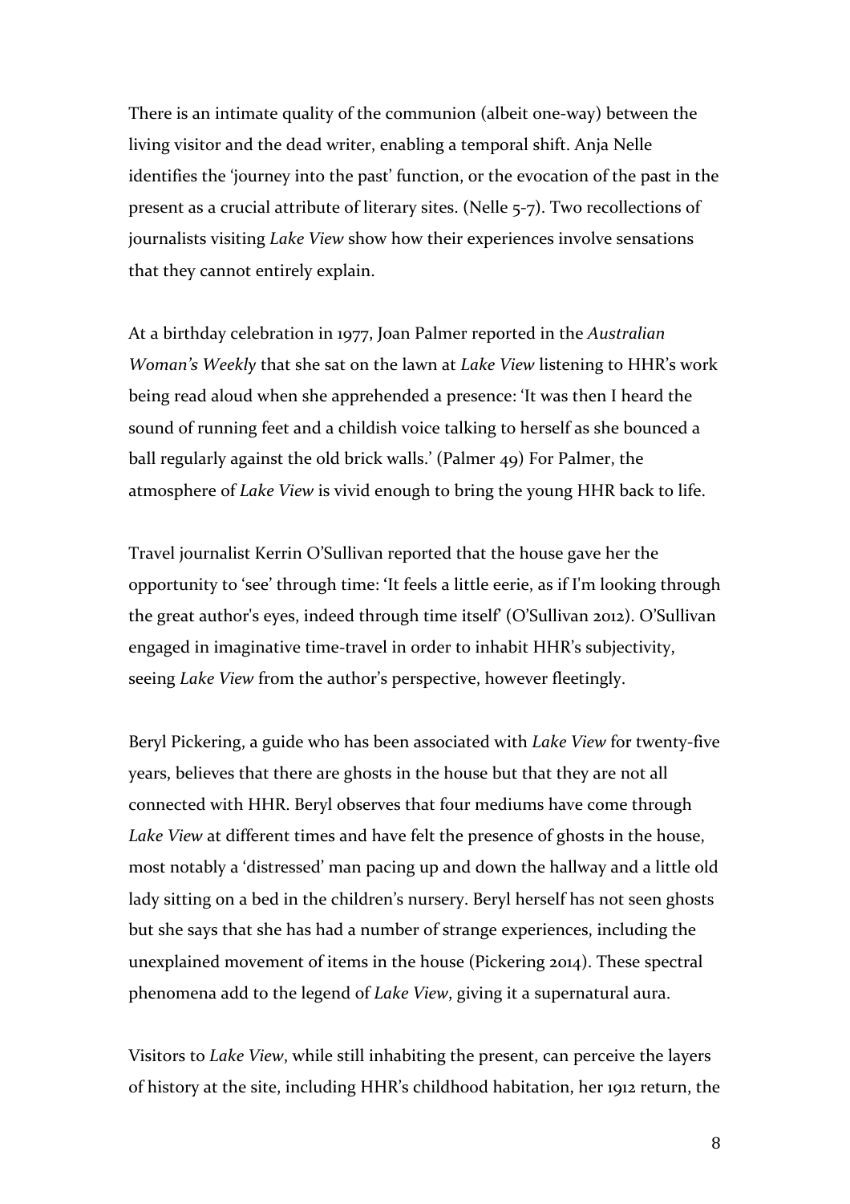There is an intimate quality of the communion (albeit one-way) between the living visitor and the dead writer, enabling a temporal shift. Anja Nelle identifies the 'journey into the past' function, or the evocation of the past in the present as a crucial attribute of literary sites. (Nelle 5-7). Two recollections of journalists visiting *Lake View* show how their experiences involve sensations that they cannot entirely explain.

At a birthday celebration in 1977, Joan Palmer reported in the *Australian Woman's Weekly* that she sat on the lawn at *Lake View* listening to HHR's work being read aloud when she apprehended a presence: 'It was then I heard the sound of running feet and a childish voice talking to herself as she bounced a ball regularly against the old brick walls.' (Palmer 49) For Palmer, the atmosphere of *Lake View* is vivid enough to bring the young HHR back to life.

Travel journalist Kerrin O'Sullivan reported that the house gave her the opportunity to 'see' through time: 'It feels a little eerie, as if I'm looking through the great author's eyes, indeed through time itself' (O'Sullivan 2012). O'Sullivan engaged in imaginative time-travel in order to inhabit HHR's subjectivity, seeing *Lake View* from the author's perspective, however fleetingly.

Beryl Pickering, a guide who has been associated with *Lake View* for twenty-five years, believes that there are ghosts in the house but that they are not all connected with HHR. Beryl observes that four mediums have come through *Lake View* at different times and have felt the presence of ghosts in the house, most notably a 'distressed' man pacing up and down the hallway and a little old lady sitting on a bed in the children's nursery. Beryl herself has not seen ghosts but she says that she has had a number of strange experiences, including the unexplained movement of items in the house (Pickering 2014). These spectral phenomena add to the legend of *Lake View*, giving it a supernatural aura.

Visitors to *Lake View*, while still inhabiting the present, can perceive the layers of history at the site, including HHR's childhood habitation, her 1912 return, the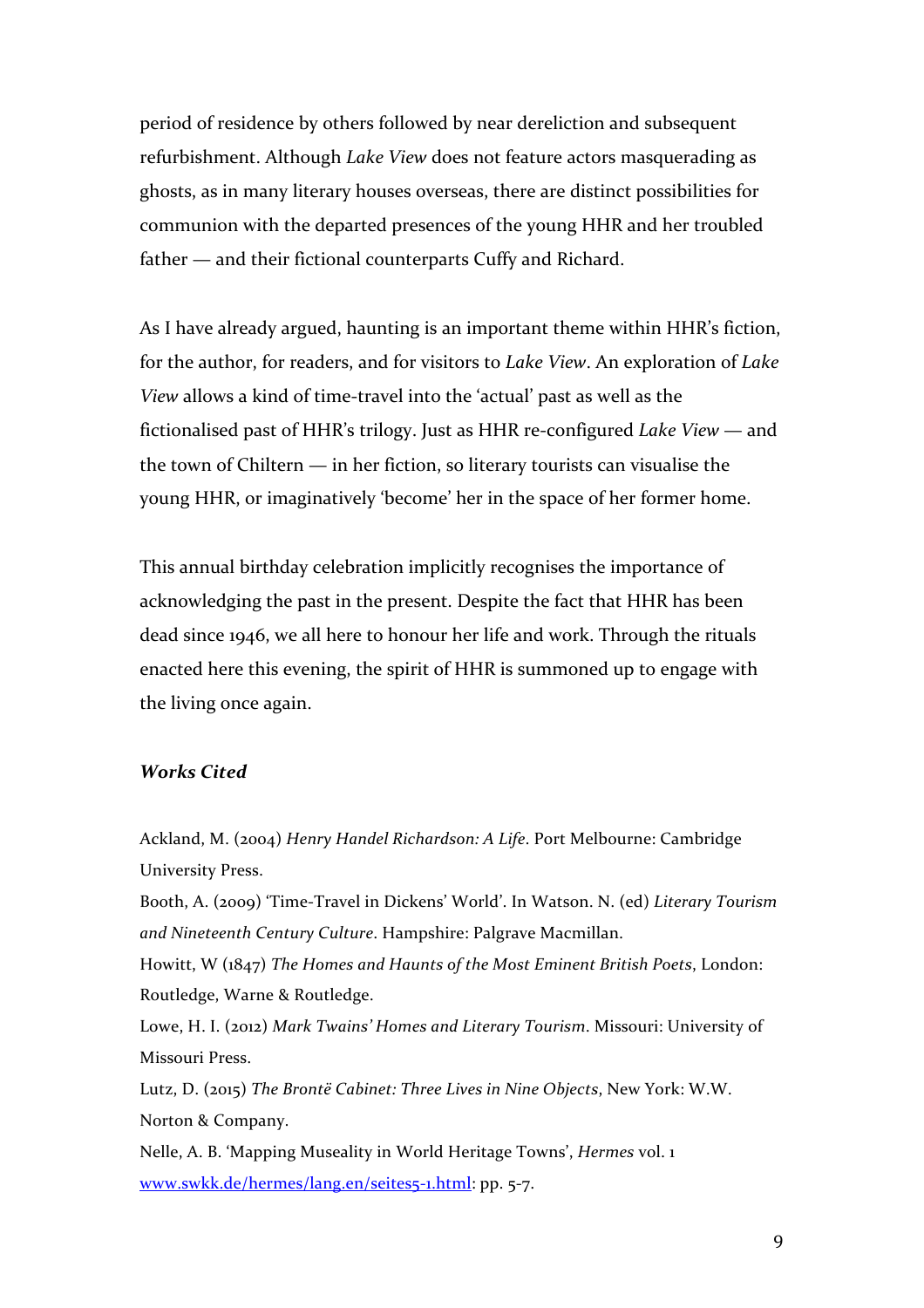period of residence by others followed by near dereliction and subsequent refurbishment. Although *Lake View* does not feature actors masquerading as ghosts, as in many literary houses overseas, there are distinct possibilities for communion with the departed presences of the young HHR and her troubled father — and their fictional counterparts Cuffy and Richard.

As I have already argued, haunting is an important theme within HHR's fiction, for the author, for readers, and for visitors to *Lake View*. An exploration of *Lake View* allows a kind of time-travel into the 'actual' past as well as the fictionalised past of HHR's trilogy. Just as HHR re-configured *Lake View* — and the town of Chiltern — in her fiction, so literary tourists can visualise the young HHR, or imaginatively 'become' her in the space of her former home.

This annual birthday celebration implicitly recognises the importance of acknowledging the past in the present. Despite the fact that HHR has been dead since 1946, we all here to honour her life and work. Through the rituals enacted here this evening, the spirit of HHR is summoned up to engage with the living once again.

### *Works Cited*

Ackland, M. (2004) *Henry Handel Richardson: A Life*. Port Melbourne: Cambridge University Press.

Booth, A. (2009) 'Time-Travel in Dickens' World'. In Watson. N. (ed) *Literary Tourism and Nineteenth Century Culture*. Hampshire: Palgrave Macmillan.

Howitt, W (1847) *The Homes and Haunts of the Most Eminent British Poets*, London: Routledge, Warne & Routledge.

Lowe, H. I. (2012) *Mark Twains' Homes and Literary Tourism*. Missouri: University of Missouri Press.

Lutz, D. (2015) *The Brontë Cabinet: Three Lives in Nine Objects*, New York: W.W. Norton & Company.

Nelle, A. B. 'Mapping Museality in World Heritage Towns', *Hermes* vol. 1 [www.swkk.de/hermes/lang.en/seites5-1.html](www.swkk.de/hermes/lang.en/seites5-1.html): pp. 5-7.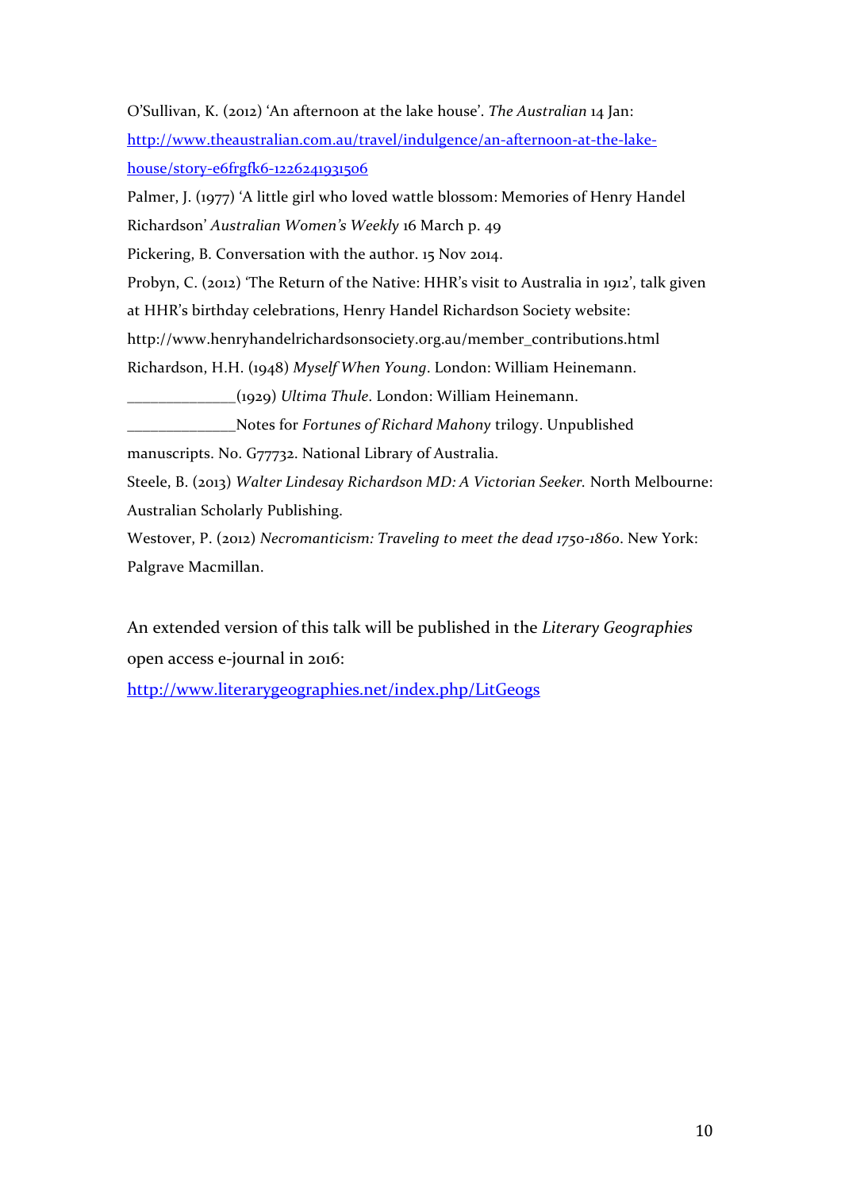O'Sullivan, K. (2012) 'An afternoon at the lake house'. *The Australian* 14 Jan: [http://www.theaustralian.com.au/travel/indulgence/an-afternoon-at-the-lake-house/story-e6frgfk6-1226241931506](http://www.theaustralian.com.au/travel/indulgence/an-afternoon-at-the-lake-house/story-e6frgfk6-1226241931506)

Palmer, J. (1977) 'A little girl who loved wattle blossom: Memories of Henry Handel Richardson' *Australian Women's Weekly* 16 March p. 49

Pickering, B. Conversation with the author. 15 Nov 2014.

Probyn, C. (2012) 'The Return of the Native: HHR's visit to Australia in 1912', talk given at HHR's birthday celebrations, Henry Handel Richardson Society website: http://www.henryhandelrichardsonsociety.org.au/member_contributions.html

Richardson, H.H. (1948) *Myself When Young*. London: William Heinemann.

_____________(1929) *Ultima Thule*. London: William Heinemann.

_____________Notes for *Fortunes of Richard Mahony* trilogy. Unpublished manuscripts. No. G77732. National Library of Australia.

Steele, B. (2013) *Walter Lindesay Richardson MD: A Victorian Seeker.* North Melbourne: Australian Scholarly Publishing.

Westover, P. (2012) *Necromanticism: Traveling to meet the dead 1750-1860*. New York: Palgrave Macmillan.

An extended version of this talk will be published in the *Literary Geographies* open access e-journal in 2016: [http://www.literarygeographies.net/index.php/LitGeogs](http://www.literarygeographies.net/index.php/LitGeogs)